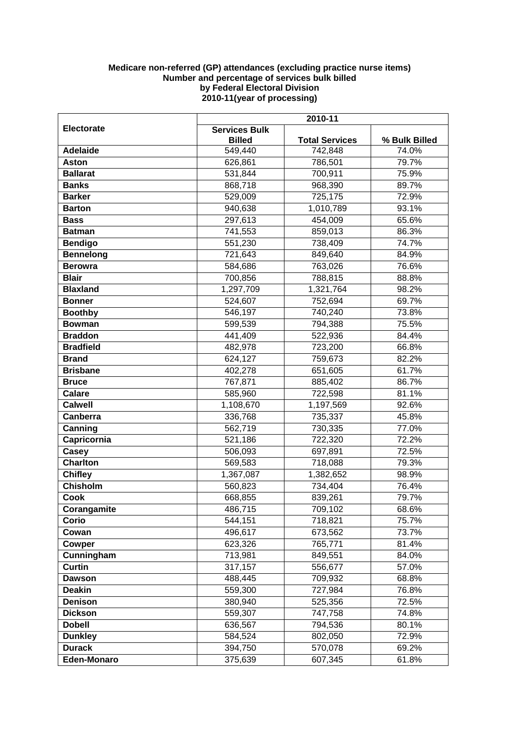**Medicare non-referred (GP) attendances (excluding practice nurse items)**
**Number and percentage of services bulk billed**
**by Federal Electoral Division**
**2010-11(year of processing)**

| Electorate | 2010-11 | | |
|---|---|---|---|
| | Services Bulk Billed | Total Services | % Bulk Billed |
| **Adelaide** | 549,440 | 742,848 | 74.0% |
| **Aston** | 626,861 | 786,501 | 79.7% |
| **Ballarat** | 531,844 | 700,911 | 75.9% |
| **Banks** | 868,718 | 968,390 | 89.7% |
| **Barker** | 529,009 | 725,175 | 72.9% |
| **Barton** | 940,638 | 1,010,789 | 93.1% |
| **Bass** | 297,613 | 454,009 | 65.6% |
| **Batman** | 741,553 | 859,013 | 86.3% |
| **Bendigo** | 551,230 | 738,409 | 74.7% |
| **Bennelong** | 721,643 | 849,640 | 84.9% |
| **Berowra** | 584,686 | 763,026 | 76.6% |
| **Blair** | 700,856 | 788,815 | 88.8% |
| **Blaxland** | 1,297,709 | 1,321,764 | 98.2% |
| **Bonner** | 524,607 | 752,694 | 69.7% |
| **Boothby** | 546,197 | 740,240 | 73.8% |
| **Bowman** | 599,539 | 794,388 | 75.5% |
| **Braddon** | 441,409 | 522,936 | 84.4% |
| **Bradfield** | 482,978 | 723,200 | 66.8% |
| **Brand** | 624,127 | 759,673 | 82.2% |
| **Brisbane** | 402,278 | 651,605 | 61.7% |
| **Bruce** | 767,871 | 885,402 | 86.7% |
| **Calare** | 585,960 | 722,598 | 81.1% |
| **Calwell** | 1,108,670 | 1,197,569 | 92.6% |
| **Canberra** | 336,768 | 735,337 | 45.8% |
| **Canning** | 562,719 | 730,335 | 77.0% |
| **Capricornia** | 521,186 | 722,320 | 72.2% |
| **Casey** | 506,093 | 697,891 | 72.5% |
| **Charlton** | 569,583 | 718,088 | 79.3% |
| **Chifley** | 1,367,087 | 1,382,652 | 98.9% |
| **Chisholm** | 560,823 | 734,404 | 76.4% |
| **Cook** | 668,855 | 839,261 | 79.7% |
| **Corangamite** | 486,715 | 709,102 | 68.6% |
| **Corio** | 544,151 | 718,821 | 75.7% |
| **Cowan** | 496,617 | 673,562 | 73.7% |
| **Cowper** | 623,326 | 765,771 | 81.4% |
| **Cunningham** | 713,981 | 849,551 | 84.0% |
| **Curtin** | 317,157 | 556,677 | 57.0% |
| **Dawson** | 488,445 | 709,932 | 68.8% |
| **Deakin** | 559,300 | 727,984 | 76.8% |
| **Denison** | 380,940 | 525,356 | 72.5% |
| **Dickson** | 559,307 | 747,758 | 74.8% |
| **Dobell** | 636,567 | 794,536 | 80.1% |
| **Dunkley** | 584,524 | 802,050 | 72.9% |
| **Durack** | 394,750 | 570,078 | 69.2% |
| **Eden-Monaro** | 375,639 | 607,345 | 61.8% |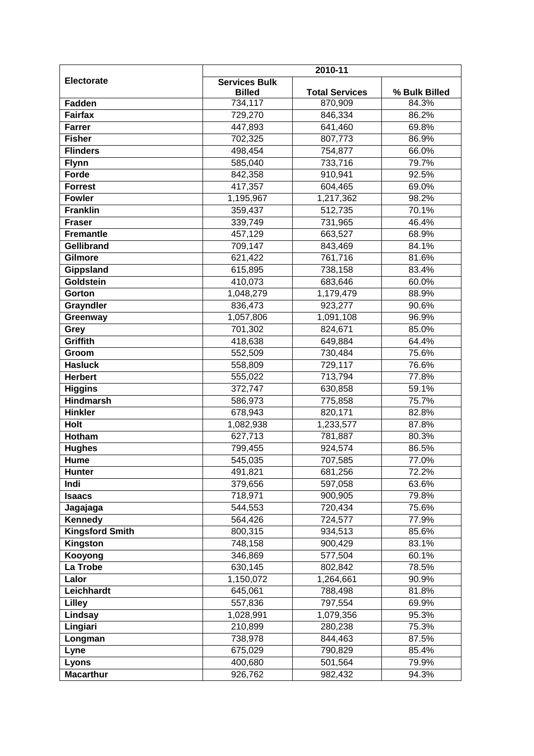| Electorate | 2010-11 | | |
|---|---|---|---|
| | Services Bulk Billed | Total Services | % Bulk Billed |
| **Fadden** | 734,117 | 870,909 | 84.3% |
| **Fairfax** | 729,270 | 846,334 | 86.2% |
| **Farrer** | 447,893 | 641,460 | 69.8% |
| **Fisher** | 702,325 | 807,773 | 86.9% |
| **Flinders** | 498,454 | 754,877 | 66.0% |
| **Flynn** | 585,040 | 733,716 | 79.7% |
| **Forde** | 842,358 | 910,941 | 92.5% |
| **Forrest** | 417,357 | 604,465 | 69.0% |
| **Fowler** | 1,195,967 | 1,217,362 | 98.2% |
| **Franklin** | 359,437 | 512,735 | 70.1% |
| **Fraser** | 339,749 | 731,965 | 46.4% |
| **Fremantle** | 457,129 | 663,527 | 68.9% |
| **Gellibrand** | 709,147 | 843,469 | 84.1% |
| **Gilmore** | 621,422 | 761,716 | 81.6% |
| **Gippsland** | 615,895 | 738,158 | 83.4% |
| **Goldstein** | 410,073 | 683,646 | 60.0% |
| **Gorton** | 1,048,279 | 1,179,479 | 88.9% |
| **Grayndler** | 836,473 | 923,277 | 90.6% |
| **Greenway** | 1,057,806 | 1,091,108 | 96.9% |
| **Grey** | 701,302 | 824,671 | 85.0% |
| **Griffith** | 418,638 | 649,884 | 64.4% |
| **Groom** | 552,509 | 730,484 | 75.6% |
| **Hasluck** | 558,809 | 729,117 | 76.6% |
| **Herbert** | 555,022 | 713,794 | 77.8% |
| **Higgins** | 372,747 | 630,858 | 59.1% |
| **Hindmarsh** | 586,973 | 775,858 | 75.7% |
| **Hinkler** | 678,943 | 820,171 | 82.8% |
| **Holt** | 1,082,938 | 1,233,577 | 87.8% |
| **Hotham** | 627,713 | 781,887 | 80.3% |
| **Hughes** | 799,455 | 924,574 | 86.5% |
| **Hume** | 545,035 | 707,585 | 77.0% |
| **Hunter** | 491,821 | 681,256 | 72.2% |
| **Indi** | 379,656 | 597,058 | 63.6% |
| **Isaacs** | 718,971 | 900,905 | 79.8% |
| **Jagajaga** | 544,553 | 720,434 | 75.6% |
| **Kennedy** | 564,426 | 724,577 | 77.9% |
| **Kingsford Smith** | 800,315 | 934,513 | 85.6% |
| **Kingston** | 748,158 | 900,429 | 83.1% |
| **Kooyong** | 346,869 | 577,504 | 60.1% |
| **La Trobe** | 630,145 | 802,842 | 78.5% |
| **Lalor** | 1,150,072 | 1,264,661 | 90.9% |
| **Leichhardt** | 645,061 | 788,498 | 81.8% |
| **Lilley** | 557,836 | 797,554 | 69.9% |
| **Lindsay** | 1,028,991 | 1,079,356 | 95.3% |
| **Lingiari** | 210,899 | 280,238 | 75.3% |
| **Longman** | 738,978 | 844,463 | 87.5% |
| **Lyne** | 675,029 | 790,829 | 85.4% |
| **Lyons** | 400,680 | 501,564 | 79.9% |
| **Macarthur** | 926,762 | 982,432 | 94.3% |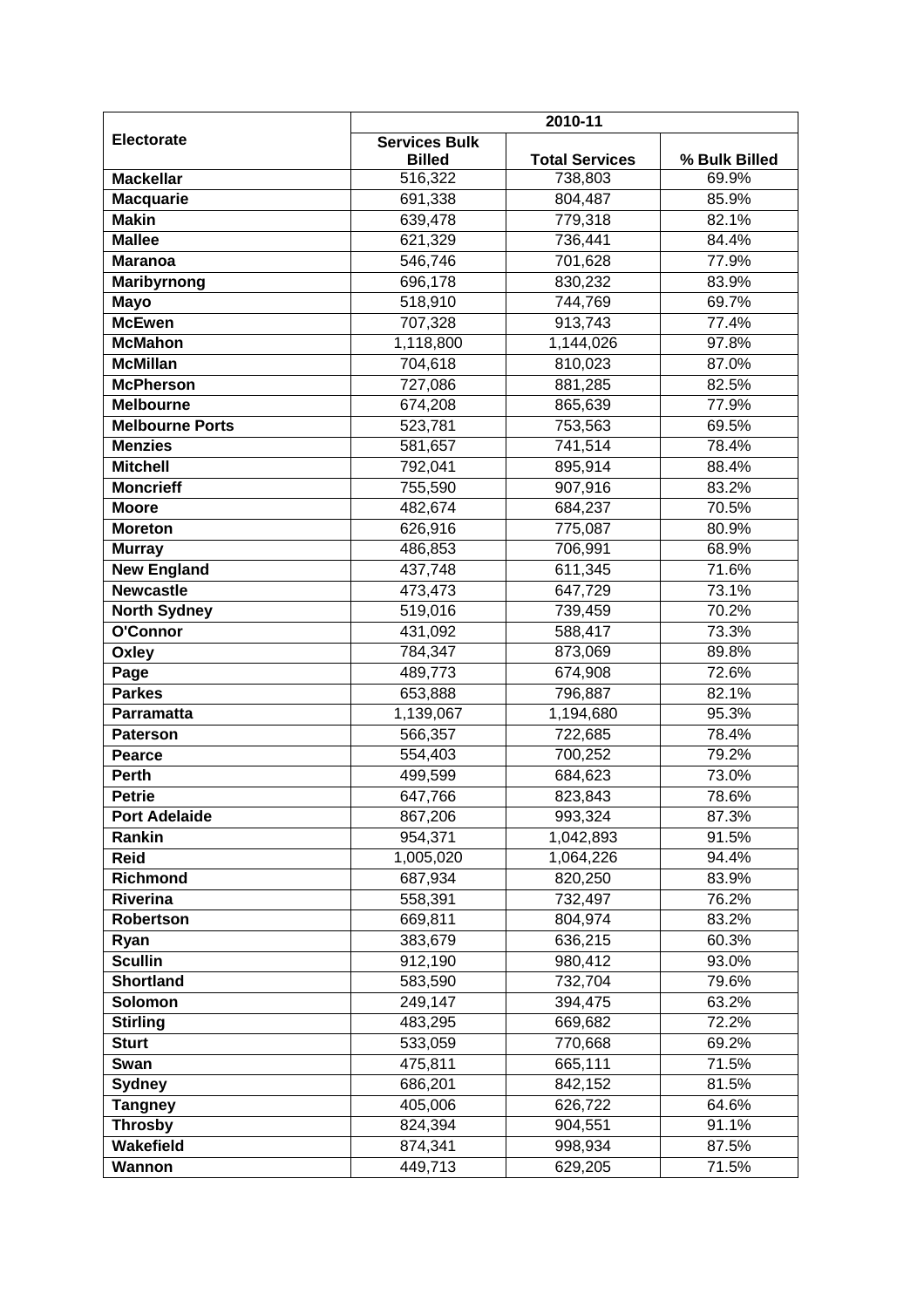| Electorate | 2010-11 | | |
|---|---|---|---|
| | Services Bulk Billed | Total Services | % Bulk Billed |
| **Mackellar** | 516,322 | 738,803 | 69.9% |
| **Macquarie** | 691,338 | 804,487 | 85.9% |
| **Makin** | 639,478 | 779,318 | 82.1% |
| **Mallee** | 621,329 | 736,441 | 84.4% |
| **Maranoa** | 546,746 | 701,628 | 77.9% |
| **Maribyrnong** | 696,178 | 830,232 | 83.9% |
| **Mayo** | 518,910 | 744,769 | 69.7% |
| **McEwen** | 707,328 | 913,743 | 77.4% |
| **McMahon** | 1,118,800 | 1,144,026 | 97.8% |
| **McMillan** | 704,618 | 810,023 | 87.0% |
| **McPherson** | 727,086 | 881,285 | 82.5% |
| **Melbourne** | 674,208 | 865,639 | 77.9% |
| **Melbourne Ports** | 523,781 | 753,563 | 69.5% |
| **Menzies** | 581,657 | 741,514 | 78.4% |
| **Mitchell** | 792,041 | 895,914 | 88.4% |
| **Moncrieff** | 755,590 | 907,916 | 83.2% |
| **Moore** | 482,674 | 684,237 | 70.5% |
| **Moreton** | 626,916 | 775,087 | 80.9% |
| **Murray** | 486,853 | 706,991 | 68.9% |
| **New England** | 437,748 | 611,345 | 71.6% |
| **Newcastle** | 473,473 | 647,729 | 73.1% |
| **North Sydney** | 519,016 | 739,459 | 70.2% |
| **O'Connor** | 431,092 | 588,417 | 73.3% |
| **Oxley** | 784,347 | 873,069 | 89.8% |
| **Page** | 489,773 | 674,908 | 72.6% |
| **Parkes** | 653,888 | 796,887 | 82.1% |
| **Parramatta** | 1,139,067 | 1,194,680 | 95.3% |
| **Paterson** | 566,357 | 722,685 | 78.4% |
| **Pearce** | 554,403 | 700,252 | 79.2% |
| **Perth** | 499,599 | 684,623 | 73.0% |
| **Petrie** | 647,766 | 823,843 | 78.6% |
| **Port Adelaide** | 867,206 | 993,324 | 87.3% |
| **Rankin** | 954,371 | 1,042,893 | 91.5% |
| **Reid** | 1,005,020 | 1,064,226 | 94.4% |
| **Richmond** | 687,934 | 820,250 | 83.9% |
| **Riverina** | 558,391 | 732,497 | 76.2% |
| **Robertson** | 669,811 | 804,974 | 83.2% |
| **Ryan** | 383,679 | 636,215 | 60.3% |
| **Scullin** | 912,190 | 980,412 | 93.0% |
| **Shortland** | 583,590 | 732,704 | 79.6% |
| **Solomon** | 249,147 | 394,475 | 63.2% |
| **Stirling** | 483,295 | 669,682 | 72.2% |
| **Sturt** | 533,059 | 770,668 | 69.2% |
| **Swan** | 475,811 | 665,111 | 71.5% |
| **Sydney** | 686,201 | 842,152 | 81.5% |
| **Tangney** | 405,006 | 626,722 | 64.6% |
| **Throsby** | 824,394 | 904,551 | 91.1% |
| **Wakefield** | 874,341 | 998,934 | 87.5% |
| **Wannon** | 449,713 | 629,205 | 71.5% |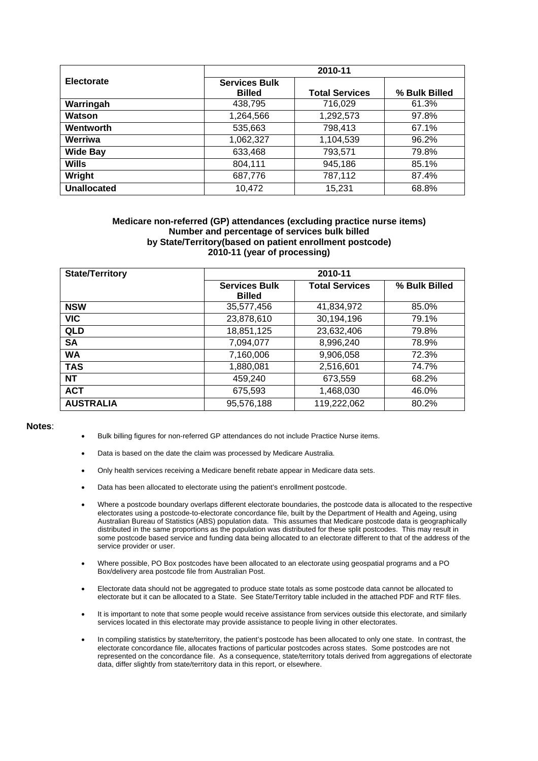| Electorate | 2010-11 | | |
|---|---|---|---|
| | Services Bulk Billed | Total Services | % Bulk Billed |
| **Warringah** | 438,795 | 716,029 | 61.3% |
| **Watson** | 1,264,566 | 1,292,573 | 97.8% |
| **Wentworth** | 535,663 | 798,413 | 67.1% |
| **Werriwa** | 1,062,327 | 1,104,539 | 96.2% |
| **Wide Bay** | 633,468 | 793,571 | 79.8% |
| **Wills** | 804,111 | 945,186 | 85.1% |
| **Wright** | 687,776 | 787,112 | 87.4% |
| **Unallocated** | 10,472 | 15,231 | 68.8% |

**Medicare non-referred (GP) attendances (excluding practice nurse items)**
**Number and percentage of services bulk billed**
**by State/Territory(based on patient enrollment postcode)**
**2010-11 (year of processing)**

| State/Territory | 2010-11 | | |
|---|---|---|---|
| | Services Bulk Billed | Total Services | % Bulk Billed |
| **NSW** | 35,577,456 | 41,834,972 | 85.0% |
| **VIC** | 23,878,610 | 30,194,196 | 79.1% |
| **QLD** | 18,851,125 | 23,632,406 | 79.8% |
| **SA** | 7,094,077 | 8,996,240 | 78.9% |
| **WA** | 7,160,006 | 9,906,058 | 72.3% |
| **TAS** | 1,880,081 | 2,516,601 | 74.7% |
| **NT** | 459,240 | 673,559 | 68.2% |
| **ACT** | 675,593 | 1,468,030 | 46.0% |
| **AUSTRALIA** | 95,576,188 | 119,222,062 | 80.2% |

**Notes**:

- Bulk billing figures for non-referred GP attendances do not include Practice Nurse items.
- Data is based on the date the claim was processed by Medicare Australia.
- Only health services receiving a Medicare benefit rebate appear in Medicare data sets.
- Data has been allocated to electorate using the patient's enrollment postcode.
- Where a postcode boundary overlaps different electorate boundaries, the postcode data is allocated to the respective electorates using a postcode-to-electorate concordance file, built by the Department of Health and Ageing, using Australian Bureau of Statistics (ABS) population data. This assumes that Medicare postcode data is geographically distributed in the same proportions as the population was distributed for these split postcodes. This may result in some postcode based service and funding data being allocated to an electorate different to that of the address of the service provider or user.
- Where possible, PO Box postcodes have been allocated to an electorate using geospatial programs and a PO Box/delivery area postcode file from Australian Post.
- Electorate data should not be aggregated to produce state totals as some postcode data cannot be allocated to electorate but it can be allocated to a State. See State/Territory table included in the attached PDF and RTF files.
- It is important to note that some people would receive assistance from services outside this electorate, and similarly services located in this electorate may provide assistance to people living in other electorates.
- In compiling statistics by state/territory, the patient's postcode has been allocated to only one state. In contrast, the electorate concordance file, allocates fractions of particular postcodes across states. Some postcodes are not represented on the concordance file. As a consequence, state/territory totals derived from aggregations of electorate data, differ slightly from state/territory data in this report, or elsewhere.